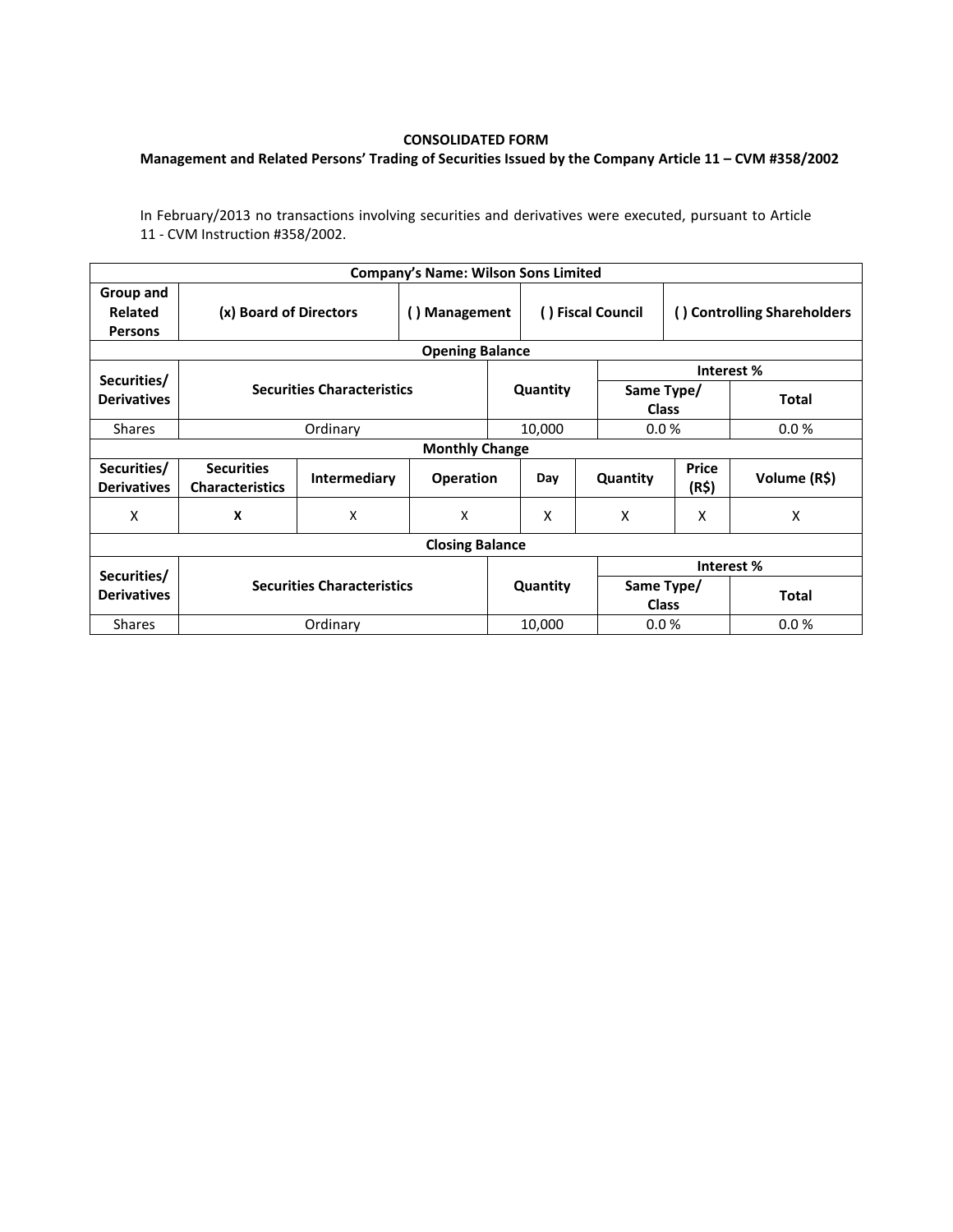**CONSOLIDATED FORM**

**Management and Related Persons' Trading of Securities Issued by the Company Article 11 – CVM #358/2002**

In February/2013 no transactions involving securities and derivatives were executed, pursuant to Article 11 - CVM Instruction #358/2002.

| **Company's Name: Wilson Sons Limited** | | | | | | | |
|---|---|---|---|---|---|---|---|
| **Group and Related Persons** | **(x) Board of Directors** | | **( ) Management** | **( ) Fiscal Council** | | **( ) Controlling Shareholders** | |
| **Opening Balance** | | | | | | | |
| **Securities/ Derivatives** | **Securities Characteristics** | | | **Quantity** | **Interest %** | | |
| | | | | | **Same Type/ Class** | | **Total** |
| Shares | Ordinary | | | 10,000 | 0.0 % | | 0.0 % |
| **Monthly Change** | | | | | | | |
| **Securities/ Derivatives** | **Securities Characteristics** | **Intermediary** | **Operation** | **Day** | **Quantity** | **Price (R$)** | **Volume (R$)** |
| X | **X** | X | X | X | X | X | X |
| **Closing Balance** | | | | | | | |
| **Securities/ Derivatives** | **Securities Characteristics** | | | **Quantity** | **Interest %** | | |
| | | | | | **Same Type/ Class** | | **Total** |
| Shares | Ordinary | | | 10,000 | 0.0 % | | 0.0 % |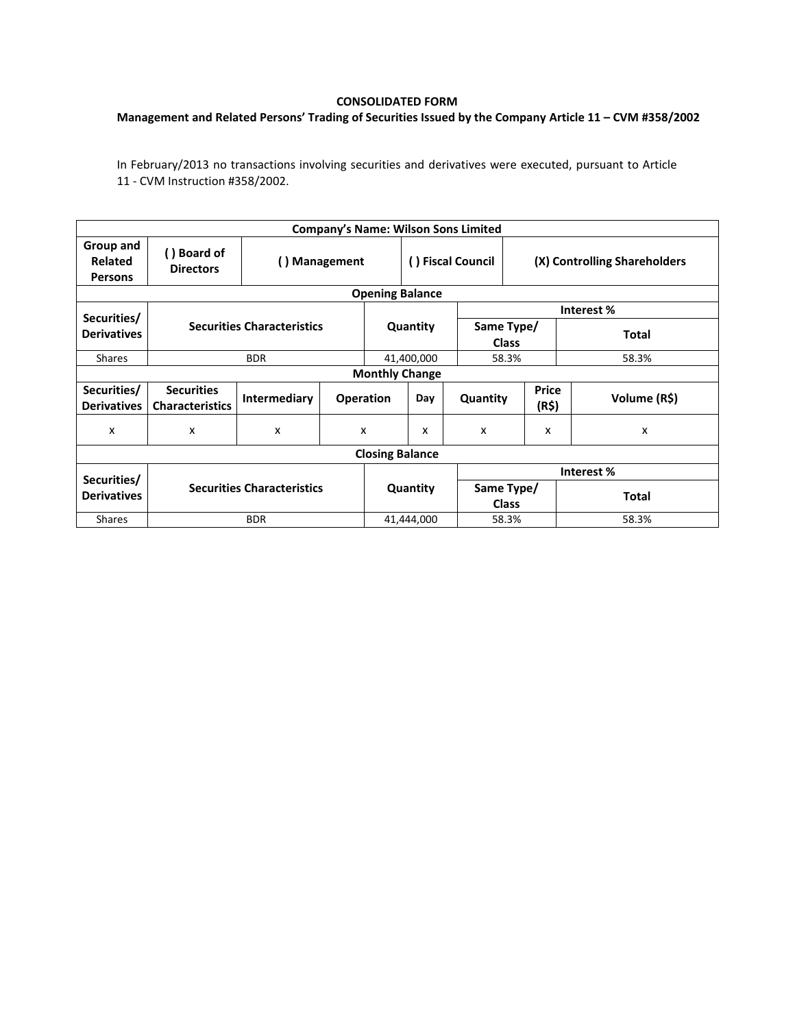**CONSOLIDATED FORM**

**Management and Related Persons' Trading of Securities Issued by the Company Article 11 – CVM #358/2002**

In February/2013 no transactions involving securities and derivatives were executed, pursuant to Article 11 - CVM Instruction #358/2002.

| **Company's Name: Wilson Sons Limited** | | | | | | | |
|---|---|---|---|---|---|---|---|
| **Group and Related Persons** | **( ) Board of Directors** | **( ) Management** | | **( ) Fiscal Council** | | **(X) Controlling Shareholders** | |
| **Opening Balance** | | | | | | | |
| **Securities/ Derivatives** | **Securities Characteristics** | | | **Quantity** | | **Interest %** | |
| | | | | | | **Same Type/ Class** | **Total** |
| Shares | BDR | | | 41,400,000 | | 58.3% | 58.3% |
| **Monthly Change** | | | | | | | |
| **Securities/ Derivatives** | **Securities Characteristics** | **Intermediary** | **Operation** | **Day** | **Quantity** | **Price (R$)** | **Volume (R$)** |
| x | x | x | x | x | x | x | x |
| **Closing Balance** | | | | | | | |
| **Securities/ Derivatives** | **Securities Characteristics** | | | **Quantity** | | **Interest %** | |
| | | | | | | **Same Type/ Class** | **Total** |
| Shares | BDR | | | 41,444,000 | | 58.3% | 58.3% |